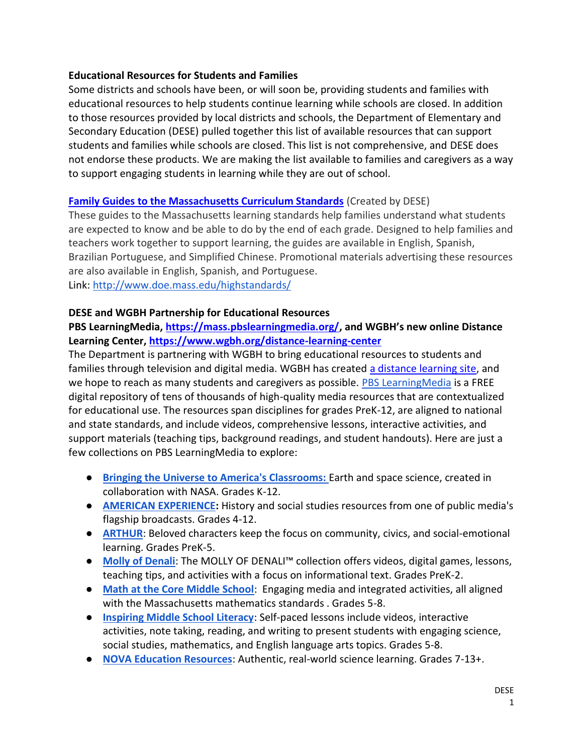**Educational Resources for Students and Families**

Some districts and schools have been, or will soon be, providing students and families with educational resources to help students continue learning while schools are closed. In addition to those resources provided by local districts and schools, the Department of Elementary and Secondary Education (DESE) pulled together this list of available resources that can support students and families while schools are closed. This list is not comprehensive, and DESE does not endorse these products. We are making the list available to families and caregivers as a way to support engaging students in learning while they are out of school.

**Family Guides to the Massachusetts Curriculum Standards** (Created by DESE)

These guides to the Massachusetts learning standards help families understand what students are expected to know and be able to do by the end of each grade. Designed to help families and teachers work together to support learning, the guides are available in English, Spanish, Brazilian Portuguese, and Simplified Chinese. Promotional materials advertising these resources are also available in English, Spanish, and Portuguese.

Link: http://www.doe.mass.edu/highstandards/

**DESE and WGBH Partnership for Educational Resources**

**PBS LearningMedia, https://mass.pbslearningmedia.org/, and WGBH's new online Distance Learning Center, https://www.wgbh.org/distance-learning-center**

The Department is partnering with WGBH to bring educational resources to students and families through television and digital media. WGBH has created a distance learning site, and we hope to reach as many students and caregivers as possible. PBS LearningMedia is a FREE digital repository of tens of thousands of high-quality media resources that are contextualized for educational use. The resources span disciplines for grades PreK-12, are aligned to national and state standards, and include videos, comprehensive lessons, interactive activities, and support materials (teaching tips, background readings, and student handouts). Here are just a few collections on PBS LearningMedia to explore:

- **Bringing the Universe to America's Classrooms:** Earth and space science, created in collaboration with NASA. Grades K-12.
- **AMERICAN EXPERIENCE:** History and social studies resources from one of public media's flagship broadcasts. Grades 4-12.
- **ARTHUR**: Beloved characters keep the focus on community, civics, and social-emotional learning. Grades PreK-5.
- **Molly of Denali**: The MOLLY OF DENALI™ collection offers videos, digital games, lessons, teaching tips, and activities with a focus on informational text. Grades PreK-2.
- **Math at the Core Middle School**: Engaging media and integrated activities, all aligned with the Massachusetts mathematics standards . Grades 5-8.
- **Inspiring Middle School Literacy**: Self-paced lessons include videos, interactive activities, note taking, reading, and writing to present students with engaging science, social studies, mathematics, and English language arts topics. Grades 5-8.
- **NOVA Education Resources**: Authentic, real-world science learning. Grades 7-13+.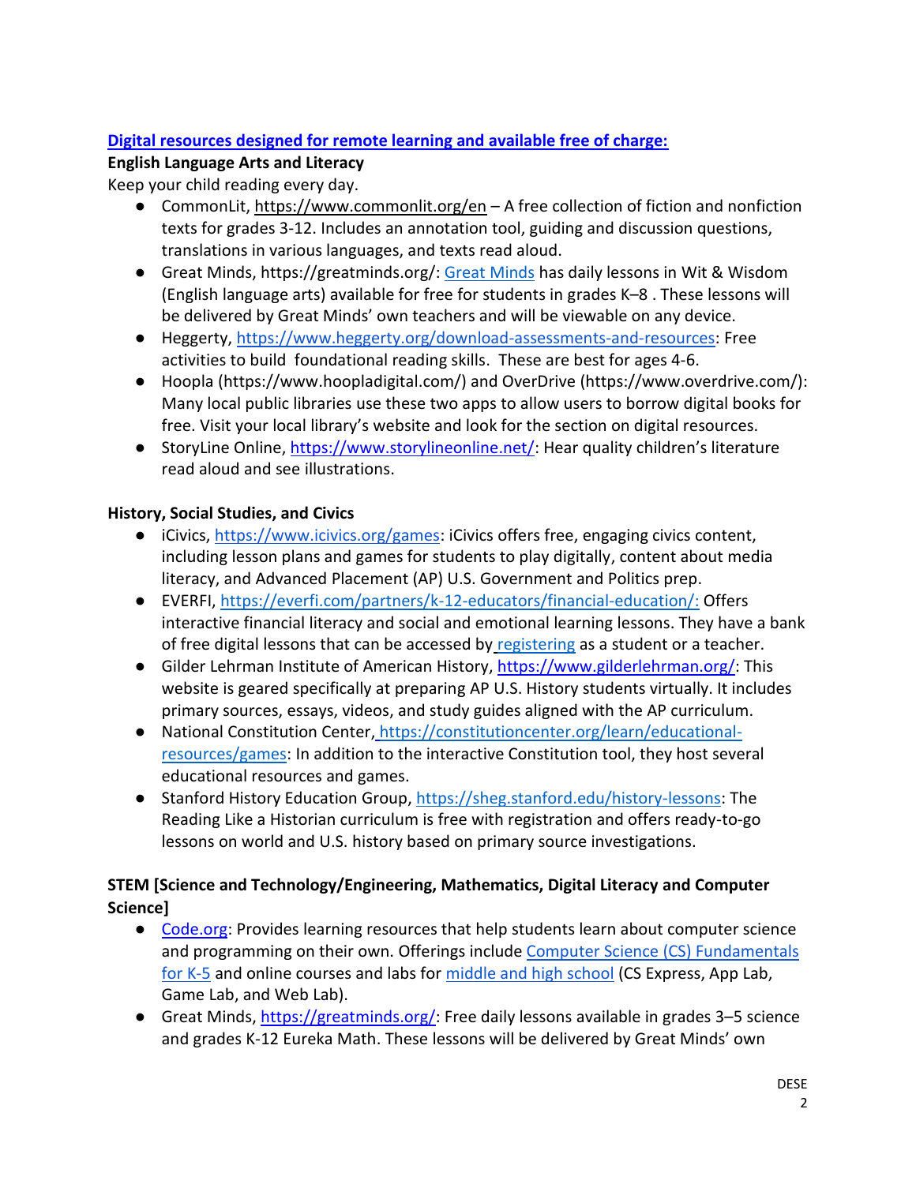**Digital resources designed for remote learning and available free of charge:**

**English Language Arts and Literacy**

Keep your child reading every day.

- CommonLit, https://www.commonlit.org/en – A free collection of fiction and nonfiction texts for grades 3-12. Includes an annotation tool, guiding and discussion questions, translations in various languages, and texts read aloud.
- Great Minds, https://greatminds.org/: Great Minds has daily lessons in Wit & Wisdom (English language arts) available for free for students in grades K–8 . These lessons will be delivered by Great Minds' own teachers and will be viewable on any device.
- Heggerty, https://www.heggerty.org/download-assessments-and-resources: Free activities to build foundational reading skills. These are best for ages 4-6.
- Hoopla (https://www.hoopladigital.com/) and OverDrive (https://www.overdrive.com/): Many local public libraries use these two apps to allow users to borrow digital books for free. Visit your local library's website and look for the section on digital resources.
- StoryLine Online, https://www.storylineonline.net/: Hear quality children's literature read aloud and see illustrations.

**History, Social Studies, and Civics**

- iCivics, https://www.icivics.org/games: iCivics offers free, engaging civics content, including lesson plans and games for students to play digitally, content about media literacy, and Advanced Placement (AP) U.S. Government and Politics prep.
- EVERFI, https://everfi.com/partners/k-12-educators/financial-education/: Offers interactive financial literacy and social and emotional learning lessons. They have a bank of free digital lessons that can be accessed by registering as a student or a teacher.
- Gilder Lehrman Institute of American History, https://www.gilderlehrman.org/: This website is geared specifically at preparing AP U.S. History students virtually. It includes primary sources, essays, videos, and study guides aligned with the AP curriculum.
- National Constitution Center, https://constitutioncenter.org/learn/educational-resources/games: In addition to the interactive Constitution tool, they host several educational resources and games.
- Stanford History Education Group, https://sheg.stanford.edu/history-lessons: The Reading Like a Historian curriculum is free with registration and offers ready-to-go lessons on world and U.S. history based on primary source investigations.

**STEM [Science and Technology/Engineering, Mathematics, Digital Literacy and Computer Science]**

- Code.org: Provides learning resources that help students learn about computer science and programming on their own. Offerings include Computer Science (CS) Fundamentals for K-5 and online courses and labs for middle and high school (CS Express, App Lab, Game Lab, and Web Lab).
- Great Minds, https://greatminds.org/: Free daily lessons available in grades 3–5 science and grades K-12 Eureka Math. These lessons will be delivered by Great Minds' own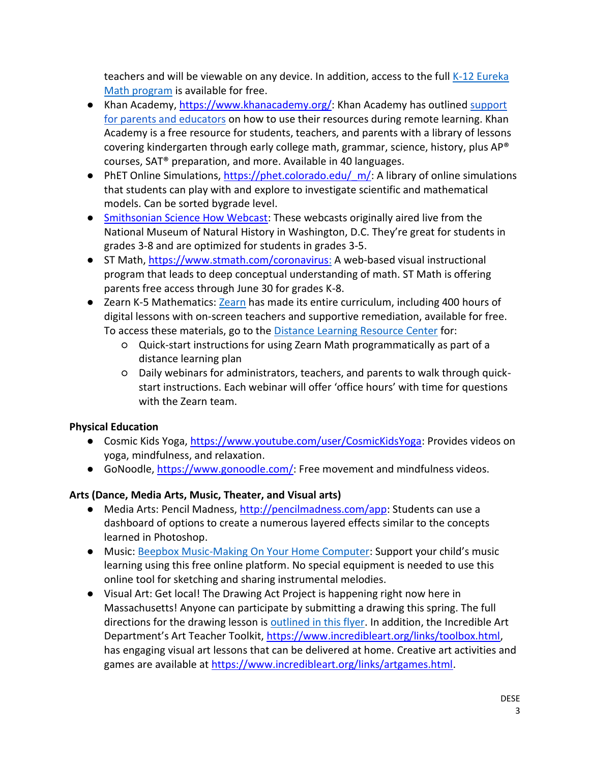teachers and will be viewable on any device. In addition, access to the full [K-12 Eureka Math program]() is available for free.

- Khan Academy, https://www.khanacademy.org/: Khan Academy has outlined [support for parents and educators]() on how to use their resources during remote learning. Khan Academy is a free resource for students, teachers, and parents with a library of lessons covering kindergarten through early college math, grammar, science, history, plus AP® courses, SAT® preparation, and more. Available in 40 languages.
- PhET Online Simulations, https://phet.colorado.edu/_m/: A library of online simulations that students can play with and explore to investigate scientific and mathematical models. Can be sorted bygrade level.
- [Smithsonian Science How Webcast](): These webcasts originally aired live from the National Museum of Natural History in Washington, D.C. They're great for students in grades 3-8 and are optimized for students in grades 3-5.
- ST Math, https://www.stmath.com/coronavirus: A web-based visual instructional program that leads to deep conceptual understanding of math. ST Math is offering parents free access through June 30 for grades K-8.
- Zearn K-5 Mathematics: [Zearn]() has made its entire curriculum, including 400 hours of digital lessons with on-screen teachers and supportive remediation, available for free. To access these materials, go to the [Distance Learning Resource Center]() for:
  - Quick-start instructions for using Zearn Math programmatically as part of a distance learning plan
  - Daily webinars for administrators, teachers, and parents to walk through quick-start instructions. Each webinar will offer 'office hours' with time for questions with the Zearn team.

**Physical Education**

- Cosmic Kids Yoga, https://www.youtube.com/user/CosmicKidsYoga: Provides videos on yoga, mindfulness, and relaxation.
- GoNoodle, https://www.gonoodle.com/: Free movement and mindfulness videos.

**Arts (Dance, Media Arts, Music, Theater, and Visual arts)**

- Media Arts: Pencil Madness, http://pencilmadness.com/app: Students can use a dashboard of options to create a numerous layered effects similar to the concepts learned in Photoshop.
- Music: [Beepbox Music-Making On Your Home Computer](): Support your child's music learning using this free online platform. No special equipment is needed to use this online tool for sketching and sharing instrumental melodies.
- Visual Art: Get local! The Drawing Act Project is happening right now here in Massachusetts! Anyone can participate by submitting a drawing this spring. The full directions for the drawing lesson is [outlined in this flyer](). In addition, the Incredible Art Department's Art Teacher Toolkit, https://www.incredibleart.org/links/toolbox.html, has engaging visual art lessons that can be delivered at home. Creative art activities and games are available at https://www.incredibleart.org/links/artgames.html.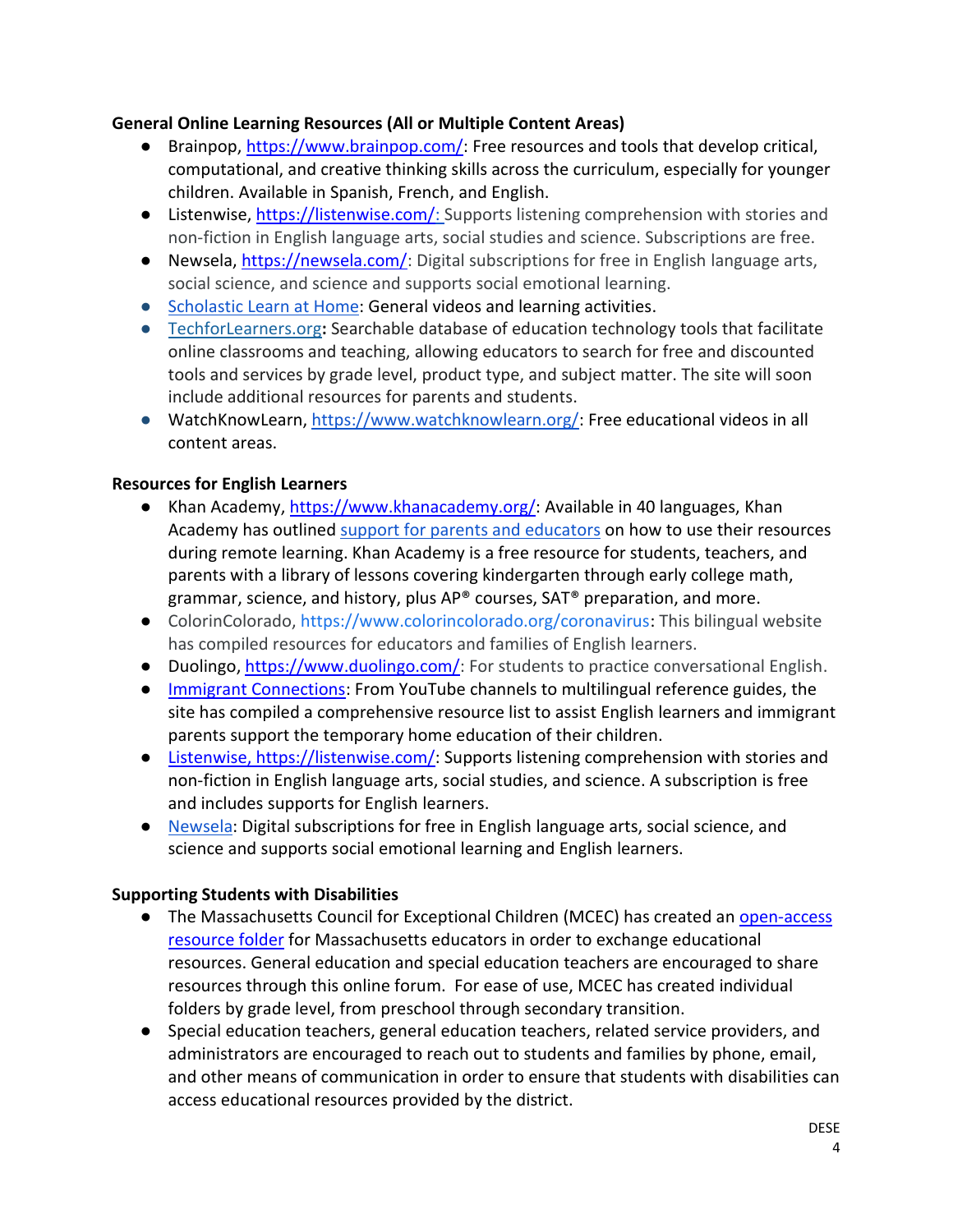**General Online Learning Resources (All or Multiple Content Areas)**

- Brainpop, https://www.brainpop.com/: Free resources and tools that develop critical, computational, and creative thinking skills across the curriculum, especially for younger children. Available in Spanish, French, and English.
- Listenwise, https://listenwise.com/: Supports listening comprehension with stories and non-fiction in English language arts, social studies and science. Subscriptions are free.
- Newsela, https://newsela.com/: Digital subscriptions for free in English language arts, social science, and science and supports social emotional learning.
- Scholastic Learn at Home: General videos and learning activities.
- TechforLearners.org**:** Searchable database of education technology tools that facilitate online classrooms and teaching, allowing educators to search for free and discounted tools and services by grade level, product type, and subject matter. The site will soon include additional resources for parents and students.
- WatchKnowLearn, https://www.watchknowlearn.org/: Free educational videos in all content areas.

**Resources for English Learners**

- Khan Academy, https://www.khanacademy.org/: Available in 40 languages, Khan Academy has outlined support for parents and educators on how to use their resources during remote learning. Khan Academy is a free resource for students, teachers, and parents with a library of lessons covering kindergarten through early college math, grammar, science, and history, plus AP® courses, SAT® preparation, and more.
- ColorinColorado, https://www.colorincolorado.org/coronavirus: This bilingual website has compiled resources for educators and families of English learners.
- Duolingo, https://www.duolingo.com/: For students to practice conversational English.
- Immigrant Connections: From YouTube channels to multilingual reference guides, the site has compiled a comprehensive resource list to assist English learners and immigrant parents support the temporary home education of their children.
- Listenwise, https://listenwise.com/: Supports listening comprehension with stories and non-fiction in English language arts, social studies, and science. A subscription is free and includes supports for English learners.
- Newsela: Digital subscriptions for free in English language arts, social science, and science and supports social emotional learning and English learners.

**Supporting Students with Disabilities**

- The Massachusetts Council for Exceptional Children (MCEC) has created an open-access resource folder for Massachusetts educators in order to exchange educational resources. General education and special education teachers are encouraged to share resources through this online forum. For ease of use, MCEC has created individual folders by grade level, from preschool through secondary transition.
- Special education teachers, general education teachers, related service providers, and administrators are encouraged to reach out to students and families by phone, email, and other means of communication in order to ensure that students with disabilities can access educational resources provided by the district.